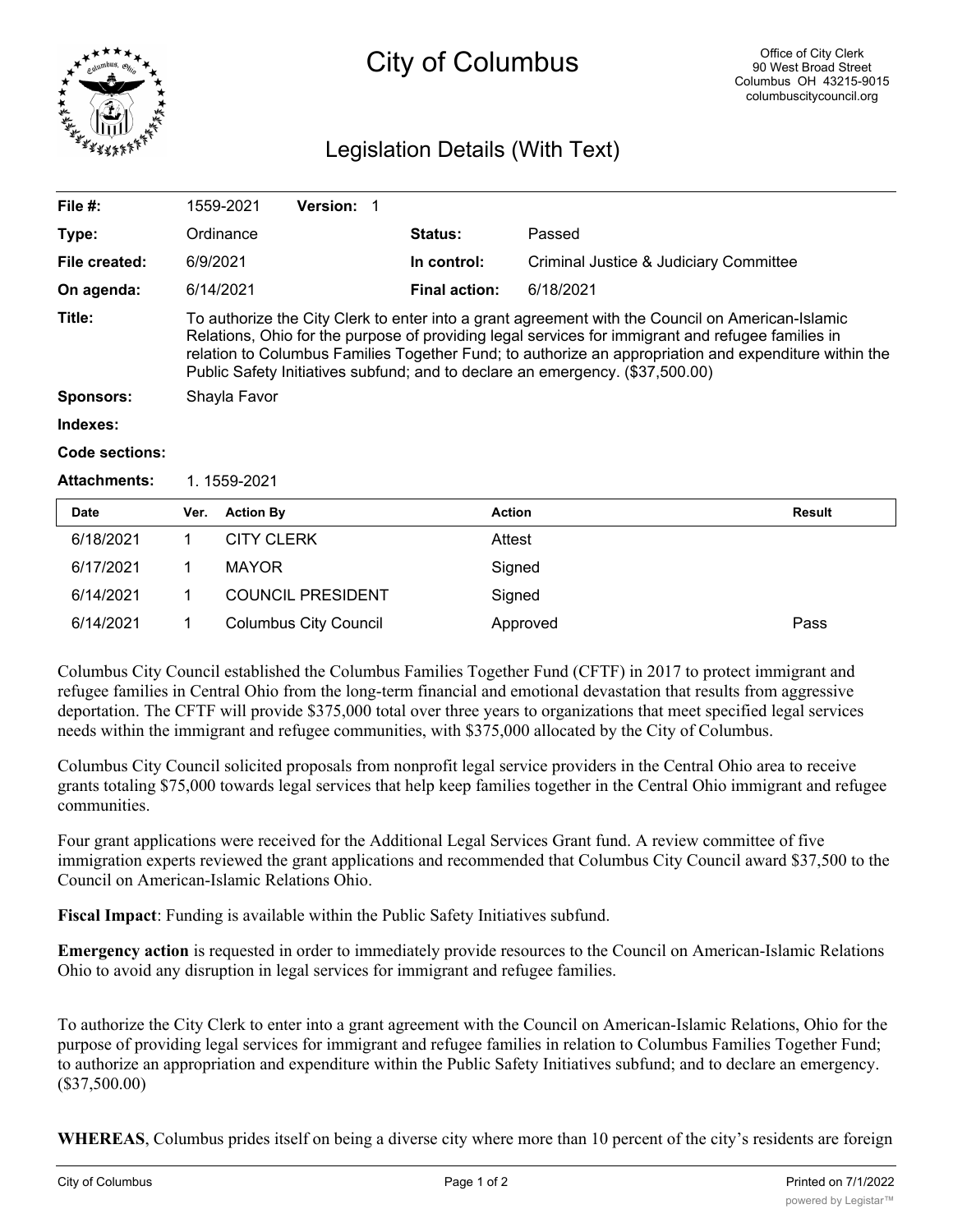# City of Columbus

Office of City Clerk
90 West Broad Street
Columbus OH 43215-9015
columbuscitycouncil.org

## Legislation Details (With Text)

| | | | |
|---|---|---|---|
| **File #:** | 1559-2021 **Version:** 1 | | |
| **Type:** | Ordinance | **Status:** | Passed |
| **File created:** | 6/9/2021 | **In control:** | Criminal Justice & Judiciary Committee |
| **On agenda:** | 6/14/2021 | **Final action:** | 6/18/2021 |

**Title:** To authorize the City Clerk to enter into a grant agreement with the Council on American-Islamic Relations, Ohio for the purpose of providing legal services for immigrant and refugee families in relation to Columbus Families Together Fund; to authorize an appropriation and expenditure within the Public Safety Initiatives subfund; and to declare an emergency. ($37,500.00)

**Sponsors:** Shayla Favor

**Indexes:**

**Code sections:**

**Attachments:** 1. 1559-2021

| Date | Ver. | Action By | Action | Result |
|---|---|---|---|---|
| 6/18/2021 | 1 | CITY CLERK | Attest | |
| 6/17/2021 | 1 | MAYOR | Signed | |
| 6/14/2021 | 1 | COUNCIL PRESIDENT | Signed | |
| 6/14/2021 | 1 | Columbus City Council | Approved | Pass |

Columbus City Council established the Columbus Families Together Fund (CFTF) in 2017 to protect immigrant and refugee families in Central Ohio from the long-term financial and emotional devastation that results from aggressive deportation. The CFTF will provide $375,000 total over three years to organizations that meet specified legal services needs within the immigrant and refugee communities, with $375,000 allocated by the City of Columbus.

Columbus City Council solicited proposals from nonprofit legal service providers in the Central Ohio area to receive grants totaling $75,000 towards legal services that help keep families together in the Central Ohio immigrant and refugee communities.

Four grant applications were received for the Additional Legal Services Grant fund. A review committee of five immigration experts reviewed the grant applications and recommended that Columbus City Council award $37,500 to the Council on American-Islamic Relations Ohio.

**Fiscal Impact**: Funding is available within the Public Safety Initiatives subfund.

**Emergency action** is requested in order to immediately provide resources to the Council on American-Islamic Relations Ohio to avoid any disruption in legal services for immigrant and refugee families.

To authorize the City Clerk to enter into a grant agreement with the Council on American-Islamic Relations, Ohio for the purpose of providing legal services for immigrant and refugee families in relation to Columbus Families Together Fund; to authorize an appropriation and expenditure within the Public Safety Initiatives subfund; and to declare an emergency. ($37,500.00)

**WHEREAS**, Columbus prides itself on being a diverse city where more than 10 percent of the city's residents are foreign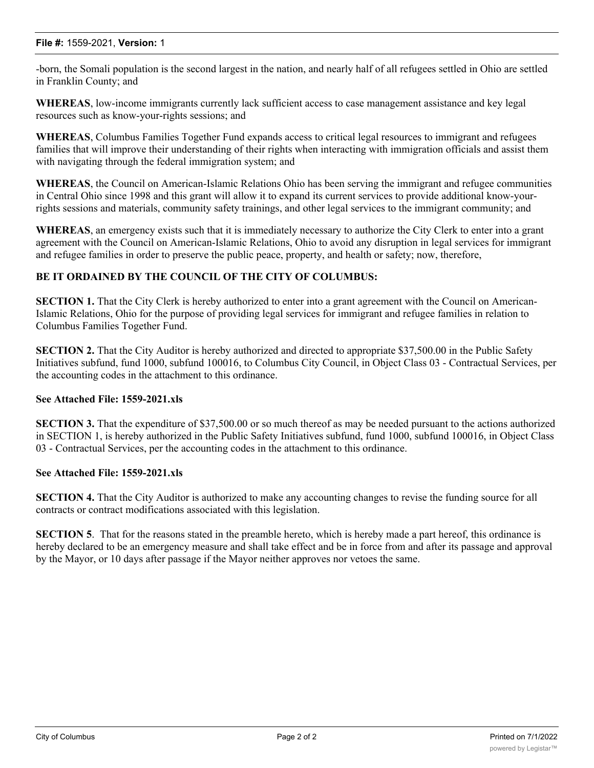-born, the Somali population is the second largest in the nation, and nearly half of all refugees settled in Ohio are settled in Franklin County; and

**WHEREAS**, low-income immigrants currently lack sufficient access to case management assistance and key legal resources such as know-your-rights sessions; and

**WHEREAS**, Columbus Families Together Fund expands access to critical legal resources to immigrant and refugees families that will improve their understanding of their rights when interacting with immigration officials and assist them with navigating through the federal immigration system; and

**WHEREAS**, the Council on American-Islamic Relations Ohio has been serving the immigrant and refugee communities in Central Ohio since 1998 and this grant will allow it to expand its current services to provide additional know-your-rights sessions and materials, community safety trainings, and other legal services to the immigrant community; and

**WHEREAS**, an emergency exists such that it is immediately necessary to authorize the City Clerk to enter into a grant agreement with the Council on American-Islamic Relations, Ohio to avoid any disruption in legal services for immigrant and refugee families in order to preserve the public peace, property, and health or safety; now, therefore,

**BE IT ORDAINED BY THE COUNCIL OF THE CITY OF COLUMBUS:**

**SECTION 1.** That the City Clerk is hereby authorized to enter into a grant agreement with the Council on American-Islamic Relations, Ohio for the purpose of providing legal services for immigrant and refugee families in relation to Columbus Families Together Fund.

**SECTION 2.** That the City Auditor is hereby authorized and directed to appropriate $37,500.00 in the Public Safety Initiatives subfund, fund 1000, subfund 100016, to Columbus City Council, in Object Class 03 - Contractual Services, per the accounting codes in the attachment to this ordinance.

**See Attached File: 1559-2021.xls**

**SECTION 3.** That the expenditure of $37,500.00 or so much thereof as may be needed pursuant to the actions authorized in SECTION 1, is hereby authorized in the Public Safety Initiatives subfund, fund 1000, subfund 100016, in Object Class 03 - Contractual Services, per the accounting codes in the attachment to this ordinance.

**See Attached File: 1559-2021.xls**

**SECTION 4.** That the City Auditor is authorized to make any accounting changes to revise the funding source for all contracts or contract modifications associated with this legislation.

**SECTION 5**. That for the reasons stated in the preamble hereto, which is hereby made a part hereof, this ordinance is hereby declared to be an emergency measure and shall take effect and be in force from and after its passage and approval by the Mayor, or 10 days after passage if the Mayor neither approves nor vetoes the same.